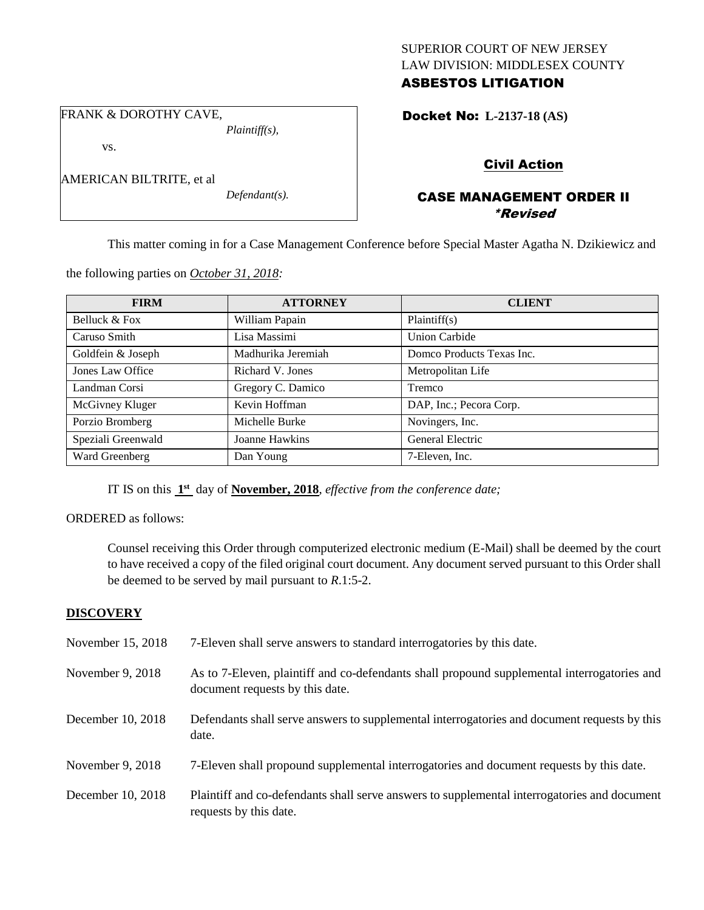SUPERIOR COURT OF NEW JERSEY
LAW DIVISION: MIDDLESEX COUNTY
**ASBESTOS LITIGATION**

FRANK & DOROTHY CAVE,
*Plaintiff(s),*

vs.

AMERICAN BILTRITE, et al
*Defendant(s).*

**Docket No: L-2137-18 (AS)**

**Civil Action**

**CASE MANAGEMENT ORDER II**
***Revised**

This matter coming in for a Case Management Conference before Special Master Agatha N. Dzikiewicz and the following parties on *October 31, 2018:*

| FIRM | ATTORNEY | CLIENT |
| --- | --- | --- |
| Belluck & Fox | William Papain | Plaintiff(s) |
| Caruso Smith | Lisa Massimi | Union Carbide |
| Goldfein & Joseph | Madhurika Jeremiah | Domco Products Texas Inc. |
| Jones Law Office | Richard V. Jones | Metropolitan Life |
| Landman Corsi | Gregory C. Damico | Tremco |
| McGivney Kluger | Kevin Hoffman | DAP, Inc.; Pecora Corp. |
| Porzio Bromberg | Michelle Burke | Novingers, Inc. |
| Speziali Greenwald | Joanne Hawkins | General Electric |
| Ward Greenberg | Dan Young | 7-Eleven, Inc. |

IT IS on this **1st** day of **November, 2018**, *effective from the conference date;*

ORDERED as follows:

Counsel receiving this Order through computerized electronic medium (E-Mail) shall be deemed by the court to have received a copy of the filed original court document. Any document served pursuant to this Order shall be deemed to be served by mail pursuant to *R*.1:5-2.

## DISCOVERY

| | |
| --- | --- |
| November 15, 2018 | 7-Eleven shall serve answers to standard interrogatories by this date. |
| November 9, 2018 | As to 7-Eleven, plaintiff and co-defendants shall propound supplemental interrogatories and document requests by this date. |
| December 10, 2018 | Defendants shall serve answers to supplemental interrogatories and document requests by this date. |
| November 9, 2018 | 7-Eleven shall propound supplemental interrogatories and document requests by this date. |
| December 10, 2018 | Plaintiff and co-defendants shall serve answers to supplemental interrogatories and document requests by this date. |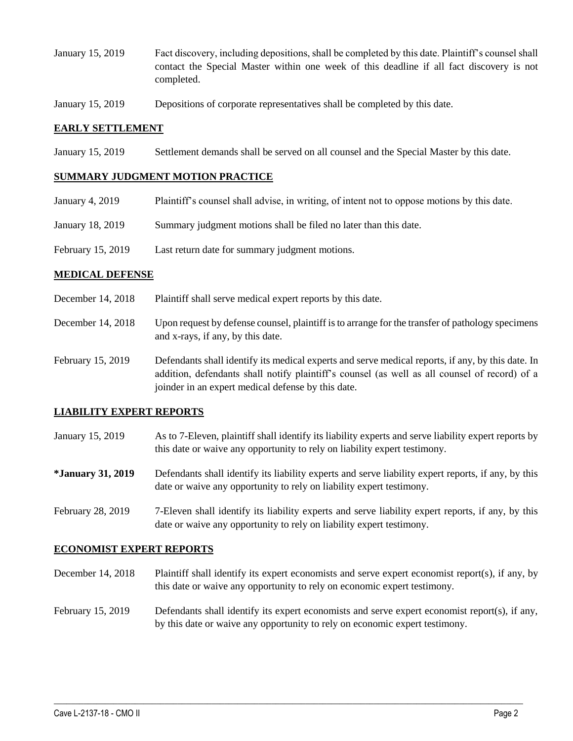January 15, 2019 Fact discovery, including depositions, shall be completed by this date. Plaintiff's counsel shall contact the Special Master within one week of this deadline if all fact discovery is not completed.

January 15, 2019 Depositions of corporate representatives shall be completed by this date.

## EARLY SETTLEMENT

January 15, 2019 Settlement demands shall be served on all counsel and the Special Master by this date.

## SUMMARY JUDGMENT MOTION PRACTICE

January 4, 2019 Plaintiff's counsel shall advise, in writing, of intent not to oppose motions by this date.

January 18, 2019 Summary judgment motions shall be filed no later than this date.

February 15, 2019 Last return date for summary judgment motions.

## MEDICAL DEFENSE

December 14, 2018 Plaintiff shall serve medical expert reports by this date.

December 14, 2018 Upon request by defense counsel, plaintiff is to arrange for the transfer of pathology specimens and x-rays, if any, by this date.

February 15, 2019 Defendants shall identify its medical experts and serve medical reports, if any, by this date. In addition, defendants shall notify plaintiff's counsel (as well as all counsel of record) of a joinder in an expert medical defense by this date.

## LIABILITY EXPERT REPORTS

January 15, 2019 As to 7-Eleven, plaintiff shall identify its liability experts and serve liability expert reports by this date or waive any opportunity to rely on liability expert testimony.

**\*January 31, 2019** Defendants shall identify its liability experts and serve liability expert reports, if any, by this date or waive any opportunity to rely on liability expert testimony.

February 28, 2019 7-Eleven shall identify its liability experts and serve liability expert reports, if any, by this date or waive any opportunity to rely on liability expert testimony.

## ECONOMIST EXPERT REPORTS

December 14, 2018 Plaintiff shall identify its expert economists and serve expert economist report(s), if any, by this date or waive any opportunity to rely on economic expert testimony.

February 15, 2019 Defendants shall identify its expert economists and serve expert economist report(s), if any, by this date or waive any opportunity to rely on economic expert testimony.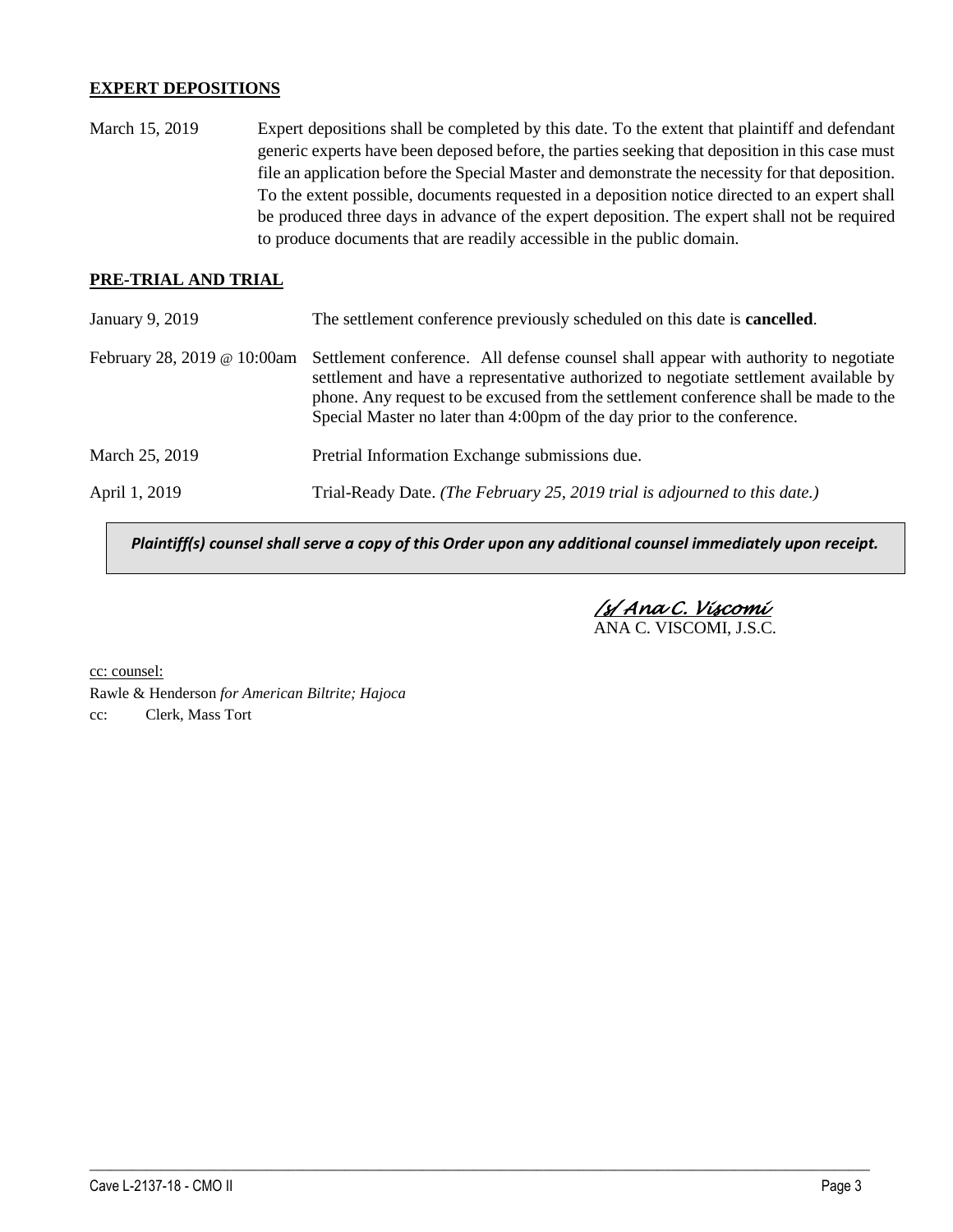**EXPERT DEPOSITIONS**

| | |
|---|---|
| March 15, 2019 | Expert depositions shall be completed by this date. To the extent that plaintiff and defendant generic experts have been deposed before, the parties seeking that deposition in this case must file an application before the Special Master and demonstrate the necessity for that deposition. To the extent possible, documents requested in a deposition notice directed to an expert shall be produced three days in advance of the expert deposition. The expert shall not be required to produce documents that are readily accessible in the public domain. |

**PRE-TRIAL AND TRIAL**

| | |
|---|---|
| January 9, 2019 | The settlement conference previously scheduled on this date is **cancelled**. |
| February 28, 2019 @ 10:00am | Settlement conference. All defense counsel shall appear with authority to negotiate settlement and have a representative authorized to negotiate settlement available by phone. Any request to be excused from the settlement conference shall be made to the Special Master no later than 4:00pm of the day prior to the conference. |
| March 25, 2019 | Pretrial Information Exchange submissions due. |
| April 1, 2019 | Trial-Ready Date. *(The February 25, 2019 trial is adjourned to this date.)* |

***Plaintiff(s) counsel shall serve a copy of this Order upon any additional counsel immediately upon receipt.***

*/s/ Ana C. Viscomi*
ANA C. VISCOMI, J.S.C.

cc: counsel:
Rawle & Henderson *for American Biltrite; Hajoca*
cc: Clerk, Mass Tort